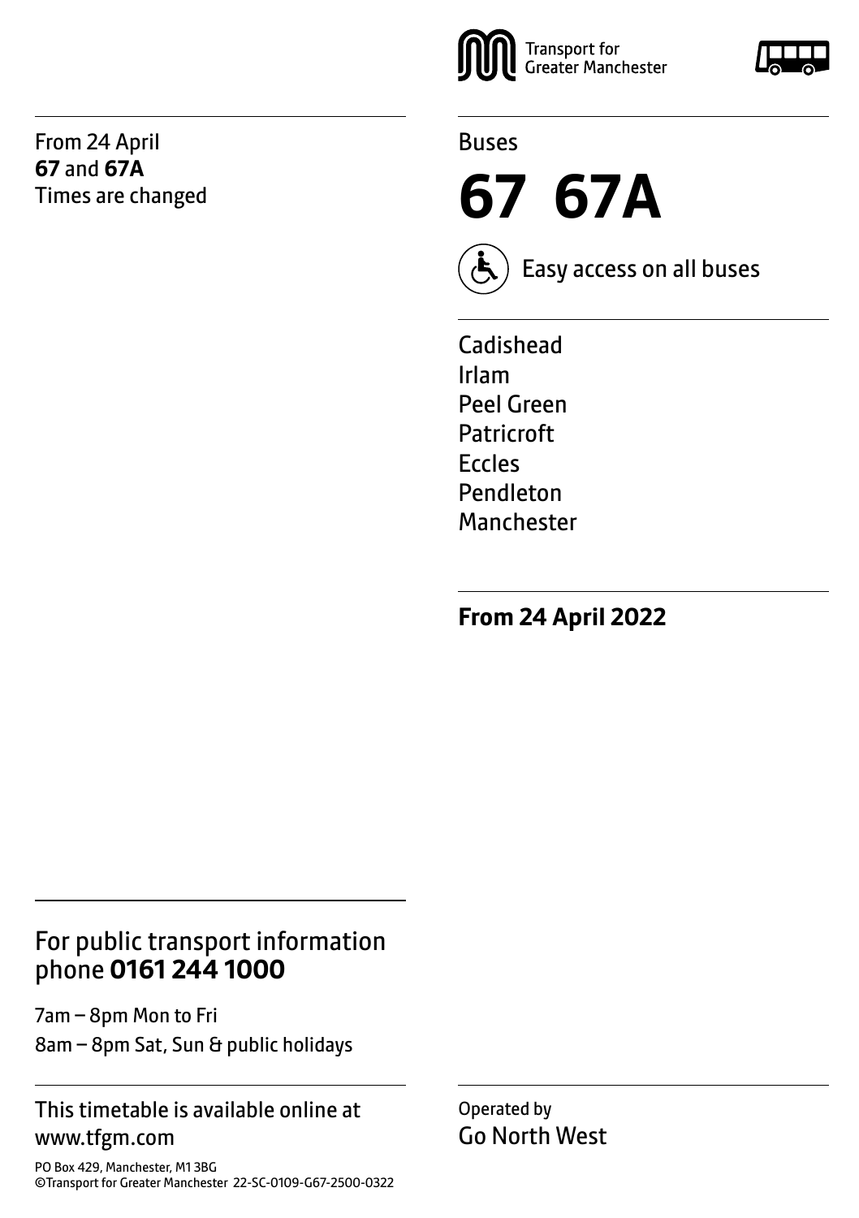Transport for Greater Manchester

From 24 April
**67** and **67A**
Times are changed

Buses

# 67 67A

Easy access on all buses

Cadishead
Irlam
Peel Green
Patricroft
Eccles
Pendleton
Manchester

**From 24 April 2022**

For public transport information phone **0161 244 1000**

7am – 8pm Mon to Fri
8am – 8pm Sat, Sun & public holidays

This timetable is available online at www.tfgm.com

PO Box 429, Manchester, M1 3BG
©Transport for Greater Manchester 22-SC-0109-G67-2500-0322

Operated by
Go North West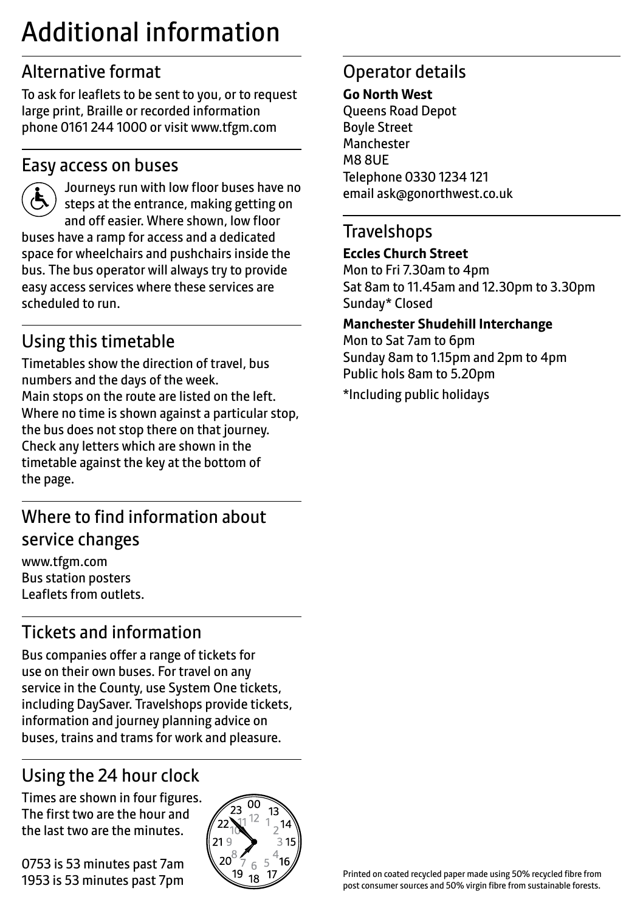# Additional information

## Alternative format

To ask for leaflets to be sent to you, or to request large print, Braille or recorded information phone 0161 244 1000 or visit www.tfgm.com

## Easy access on buses

Journeys run with low floor buses have no steps at the entrance, making getting on and off easier. Where shown, low floor buses have a ramp for access and a dedicated space for wheelchairs and pushchairs inside the bus. The bus operator will always try to provide easy access services where these services are scheduled to run.

## Using this timetable

Timetables show the direction of travel, bus numbers and the days of the week.
Main stops on the route are listed on the left. Where no time is shown against a particular stop, the bus does not stop there on that journey. Check any letters which are shown in the timetable against the key at the bottom of the page.

## Where to find information about service changes

www.tfgm.com
Bus station posters
Leaflets from outlets.

## Tickets and information

Bus companies offer a range of tickets for use on their own buses. For travel on any service in the County, use System One tickets, including DaySaver. Travelshops provide tickets, information and journey planning advice on buses, trains and trams for work and pleasure.

## Using the 24 hour clock

Times are shown in four figures. The first two are the hour and the last two are the minutes.

0753 is 53 minutes past 7am
1953 is 53 minutes past 7pm

## Operator details

**Go North West**
Queens Road Depot
Boyle Street
Manchester
M8 8UE
Telephone 0330 1234 121
email ask@gonorthwest.co.uk

## Travelshops

**Eccles Church Street**
Mon to Fri 7.30am to 4pm
Sat 8am to 11.45am and 12.30pm to 3.30pm
Sunday* Closed

**Manchester Shudehill Interchange**
Mon to Sat 7am to 6pm
Sunday 8am to 1.15pm and 2pm to 4pm
Public hols 8am to 5.20pm

*Including public holidays

Printed on coated recycled paper made using 50% recycled fibre from post consumer sources and 50% virgin fibre from sustainable forests.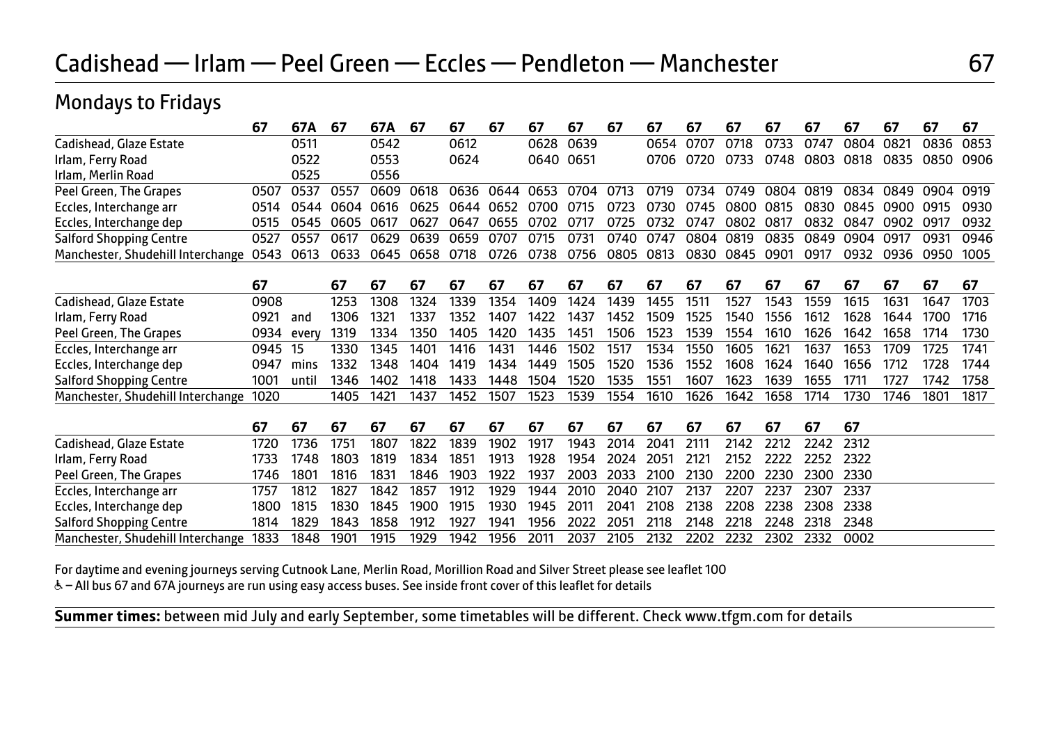# Cadishead — Irlam — Peel Green — Eccles — Pendleton — Manchester

## Mondays to Fridays

| | 67 | 67A | 67 | 67A | 67 | 67 | 67 | 67 | 67 | 67 | 67 | 67 | 67 | 67 | 67 | 67 | 67 | 67 | 67 |
|---|---|---|---|---|---|---|---|---|---|---|---|---|---|---|---|---|---|---|---|
| Cadishead, Glaze Estate | | 0511 | | 0542 | | 0612 | | 0628 | 0639 | | 0654 | 0707 | 0718 | 0733 | 0747 | 0804 | 0821 | 0836 | 0853 |
| Irlam, Ferry Road | | 0522 | | 0553 | | 0624 | | 0640 | 0651 | | 0706 | 0720 | 0733 | 0748 | 0803 | 0818 | 0835 | 0850 | 0906 |
| Irlam, Merlin Road | | 0525 | | 0556 | | | | | | | | | | | | | | | |
| Peel Green, The Grapes | 0507 | 0537 | 0557 | 0609 | 0618 | 0636 | 0644 | 0653 | 0704 | 0713 | 0719 | 0734 | 0749 | 0804 | 0819 | 0834 | 0849 | 0904 | 0919 |
| Eccles, Interchange arr | 0514 | 0544 | 0604 | 0616 | 0625 | 0644 | 0652 | 0700 | 0715 | 0723 | 0730 | 0745 | 0800 | 0815 | 0830 | 0845 | 0900 | 0915 | 0930 |
| Eccles, Interchange dep | 0515 | 0545 | 0605 | 0617 | 0627 | 0647 | 0655 | 0702 | 0717 | 0725 | 0732 | 0747 | 0802 | 0817 | 0832 | 0847 | 0902 | 0917 | 0932 |
| Salford Shopping Centre | 0527 | 0557 | 0617 | 0629 | 0639 | 0659 | 0707 | 0715 | 0731 | 0740 | 0747 | 0804 | 0819 | 0835 | 0849 | 0904 | 0917 | 0931 | 0946 |
| Manchester, Shudehill Interchange | 0543 | 0613 | 0633 | 0645 | 0658 | 0718 | 0726 | 0738 | 0756 | 0805 | 0813 | 0830 | 0845 | 0901 | 0917 | 0932 | 0936 | 0950 | 1005 |

| | 67 | | 67 | 67 | 67 | 67 | 67 | 67 | 67 | 67 | 67 | 67 | 67 | 67 | 67 | 67 | 67 | 67 | 67 |
|---|---|---|---|---|---|---|---|---|---|---|---|---|---|---|---|---|---|---|---|
| Cadishead, Glaze Estate | 0908 | | 1253 | 1308 | 1324 | 1339 | 1354 | 1409 | 1424 | 1439 | 1455 | 1511 | 1527 | 1543 | 1559 | 1615 | 1631 | 1647 | 1703 |
| Irlam, Ferry Road | 0921 | and | 1306 | 1321 | 1337 | 1352 | 1407 | 1422 | 1437 | 1452 | 1509 | 1525 | 1540 | 1556 | 1612 | 1628 | 1644 | 1700 | 1716 |
| Peel Green, The Grapes | 0934 | every | 1319 | 1334 | 1350 | 1405 | 1420 | 1435 | 1451 | 1506 | 1523 | 1539 | 1554 | 1610 | 1626 | 1642 | 1658 | 1714 | 1730 |
| Eccles, Interchange arr | 0945 | 15 | 1330 | 1345 | 1401 | 1416 | 1431 | 1446 | 1502 | 1517 | 1534 | 1550 | 1605 | 1621 | 1637 | 1653 | 1709 | 1725 | 1741 |
| Eccles, Interchange dep | 0947 | mins | 1332 | 1348 | 1404 | 1419 | 1434 | 1449 | 1505 | 1520 | 1536 | 1552 | 1608 | 1624 | 1640 | 1656 | 1712 | 1728 | 1744 |
| Salford Shopping Centre | 1001 | until | 1346 | 1402 | 1418 | 1433 | 1448 | 1504 | 1520 | 1535 | 1551 | 1607 | 1623 | 1639 | 1655 | 1711 | 1727 | 1742 | 1758 |
| Manchester, Shudehill Interchange | 1020 | | 1405 | 1421 | 1437 | 1452 | 1507 | 1523 | 1539 | 1554 | 1610 | 1626 | 1642 | 1658 | 1714 | 1730 | 1746 | 1801 | 1817 |

| | 67 | 67 | 67 | 67 | 67 | 67 | 67 | 67 | 67 | 67 | 67 | 67 | 67 | 67 | 67 | 67 |
|---|---|---|---|---|---|---|---|---|---|---|---|---|---|---|---|---|
| Cadishead, Glaze Estate | 1720 | 1736 | 1751 | 1807 | 1822 | 1839 | 1902 | 1917 | 1943 | 2014 | 2041 | 2111 | 2142 | 2212 | 2242 | 2312 |
| Irlam, Ferry Road | 1733 | 1748 | 1803 | 1819 | 1834 | 1851 | 1913 | 1928 | 1954 | 2024 | 2051 | 2121 | 2152 | 2222 | 2252 | 2322 |
| Peel Green, The Grapes | 1746 | 1801 | 1816 | 1831 | 1846 | 1903 | 1922 | 1937 | 2003 | 2033 | 2100 | 2130 | 2200 | 2230 | 2300 | 2330 |
| Eccles, Interchange arr | 1757 | 1812 | 1827 | 1842 | 1857 | 1912 | 1929 | 1944 | 2010 | 2040 | 2107 | 2137 | 2207 | 2237 | 2307 | 2337 |
| Eccles, Interchange dep | 1800 | 1815 | 1830 | 1845 | 1900 | 1915 | 1930 | 1945 | 2011 | 2041 | 2108 | 2138 | 2208 | 2238 | 2308 | 2338 |
| Salford Shopping Centre | 1814 | 1829 | 1843 | 1858 | 1912 | 1927 | 1941 | 1956 | 2022 | 2051 | 2118 | 2148 | 2218 | 2248 | 2318 | 2348 |
| Manchester, Shudehill Interchange | 1833 | 1848 | 1901 | 1915 | 1929 | 1942 | 1956 | 2011 | 2037 | 2105 | 2132 | 2202 | 2232 | 2302 | 2332 | 0002 |

For daytime and evening journeys serving Cutnook Lane, Merlin Road, Morillion Road and Silver Street please see leaflet 100

♿ – All bus 67 and 67A journeys are run using easy access buses. See inside front cover of this leaflet for details

**Summer times:** between mid July and early September, some timetables will be different. Check www.tfgm.com for details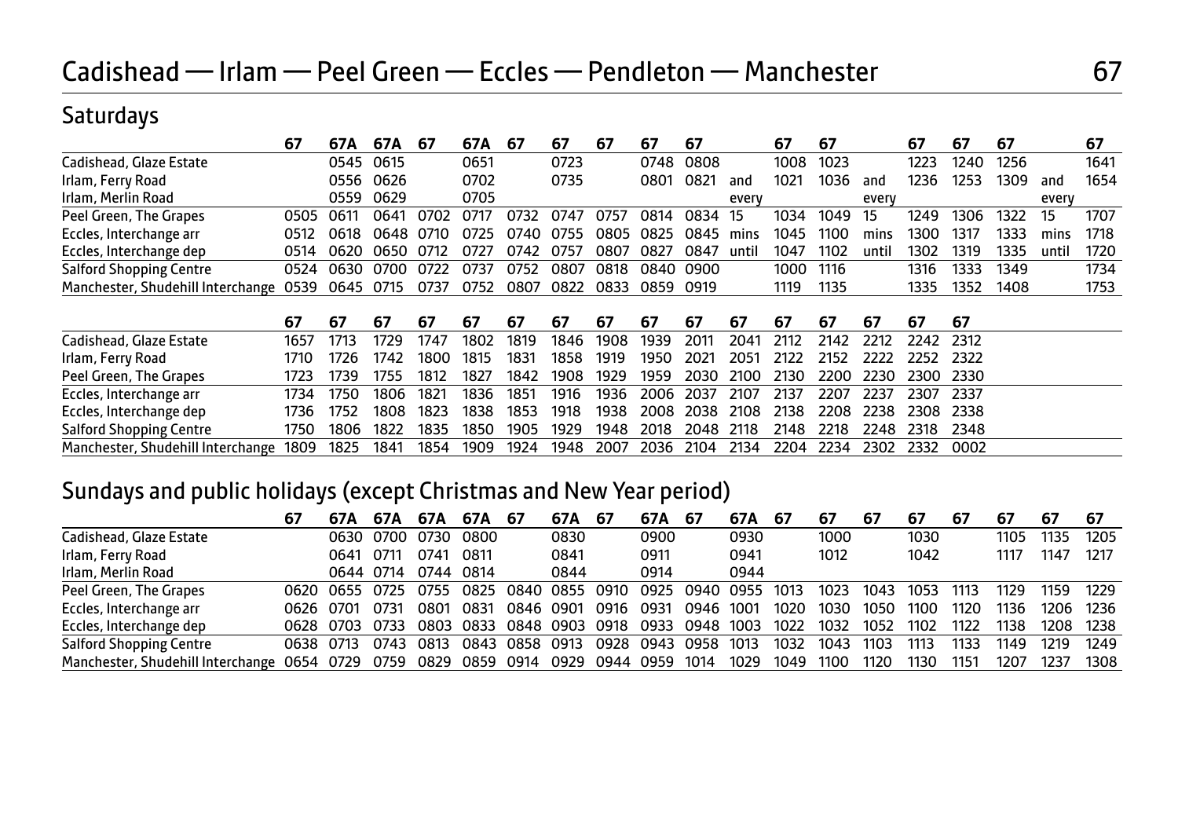# Cadishead — Irlam — Peel Green — Eccles — Pendleton — Manchester 67

## Saturdays

| | 67 | 67A | 67A | 67 | 67A | 67 | 67 | 67 | 67 | 67 | | 67 | 67 | | 67 | 67 | 67 | | 67 |
|---|---|---|---|---|---|---|---|---|---|---|---|---|---|---|---|---|---|---|---|
| Cadishead, Glaze Estate | | 0545 | 0615 | | 0651 | | 0723 | | 0748 | 0808 | | 1008 | 1023 | | 1223 | 1240 | 1256 | | 1641 |
| Irlam, Ferry Road | | 0556 | 0626 | | 0702 | | 0735 | | 0801 | 0821 | and | 1021 | 1036 | and | 1236 | 1253 | 1309 | and | 1654 |
| Irlam, Merlin Road | | 0559 | 0629 | | 0705 | | | | | | every | | | every | | | | every | |
| Peel Green, The Grapes | 0505 | 0611 | 0641 | 0702 | 0717 | 0732 | 0747 | 0757 | 0814 | 0834 | 15 | 1034 | 1049 | 15 | 1249 | 1306 | 1322 | 15 | 1707 |
| Eccles, Interchange arr | 0512 | 0618 | 0648 | 0710 | 0725 | 0740 | 0755 | 0805 | 0825 | 0845 | mins | 1045 | 1100 | mins | 1300 | 1317 | 1333 | mins | 1718 |
| Eccles, Interchange dep | 0514 | 0620 | 0650 | 0712 | 0727 | 0742 | 0757 | 0807 | 0827 | 0847 | until | 1047 | 1102 | until | 1302 | 1319 | 1335 | until | 1720 |
| Salford Shopping Centre | 0524 | 0630 | 0700 | 0722 | 0737 | 0752 | 0807 | 0818 | 0840 | 0900 | | 1000 | 1116 | | 1316 | 1333 | 1349 | | 1734 |
| Manchester, Shudehill Interchange | 0539 | 0645 | 0715 | 0737 | 0752 | 0807 | 0822 | 0833 | 0859 | 0919 | | 1119 | 1135 | | 1335 | 1352 | 1408 | | 1753 |

| | 67 | 67 | 67 | 67 | 67 | 67 | 67 | 67 | 67 | 67 | 67 | 67 | 67 | 67 | 67 | 67 |
|---|---|---|---|---|---|---|---|---|---|---|---|---|---|---|---|---|
| Cadishead, Glaze Estate | 1657 | 1713 | 1729 | 1747 | 1802 | 1819 | 1846 | 1908 | 1939 | 2011 | 2041 | 2112 | 2142 | 2212 | 2242 | 2312 |
| Irlam, Ferry Road | 1710 | 1726 | 1742 | 1800 | 1815 | 1831 | 1858 | 1919 | 1950 | 2021 | 2051 | 2122 | 2152 | 2222 | 2252 | 2322 |
| Peel Green, The Grapes | 1723 | 1739 | 1755 | 1812 | 1827 | 1842 | 1908 | 1929 | 1959 | 2030 | 2100 | 2130 | 2200 | 2230 | 2300 | 2330 |
| Eccles, Interchange arr | 1734 | 1750 | 1806 | 1821 | 1836 | 1851 | 1916 | 1936 | 2006 | 2037 | 2107 | 2137 | 2207 | 2237 | 2307 | 2337 |
| Eccles, Interchange dep | 1736 | 1752 | 1808 | 1823 | 1838 | 1853 | 1918 | 1938 | 2008 | 2038 | 2108 | 2138 | 2208 | 2238 | 2308 | 2338 |
| Salford Shopping Centre | 1750 | 1806 | 1822 | 1835 | 1850 | 1905 | 1929 | 1948 | 2018 | 2048 | 2118 | 2148 | 2218 | 2248 | 2318 | 2348 |
| Manchester, Shudehill Interchange | 1809 | 1825 | 1841 | 1854 | 1909 | 1924 | 1948 | 2007 | 2036 | 2104 | 2134 | 2204 | 2234 | 2302 | 2332 | 0002 |

## Sundays and public holidays (except Christmas and New Year period)

| | 67 | 67A | 67A | 67A | 67A | 67 | 67A | 67 | 67A | 67 | 67A | 67 | 67 | 67 | 67 | 67 | 67 | 67 | 67 |
|---|---|---|---|---|---|---|---|---|---|---|---|---|---|---|---|---|---|---|---|
| Cadishead, Glaze Estate | | 0630 | 0700 | 0730 | 0800 | | 0830 | | 0900 | | 0930 | | 1000 | | 1030 | | 1105 | 1135 | 1205 |
| Irlam, Ferry Road | | 0641 | 0711 | 0741 | 0811 | | 0841 | | 0911 | | 0941 | | 1012 | | 1042 | | 1117 | 1147 | 1217 |
| Irlam, Merlin Road | | 0644 | 0714 | 0744 | 0814 | | 0844 | | 0914 | | 0944 | | | | | | | | |
| Peel Green, The Grapes | 0620 | 0655 | 0725 | 0755 | 0825 | 0840 | 0855 | 0910 | 0925 | 0940 | 0955 | 1013 | 1023 | 1043 | 1053 | 1113 | 1129 | 1159 | 1229 |
| Eccles, Interchange arr | 0626 | 0701 | 0731 | 0801 | 0831 | 0846 | 0901 | 0916 | 0931 | 0946 | 1001 | 1020 | 1030 | 1050 | 1100 | 1120 | 1136 | 1206 | 1236 |
| Eccles, Interchange dep | 0628 | 0703 | 0733 | 0803 | 0833 | 0848 | 0903 | 0918 | 0933 | 0948 | 1003 | 1022 | 1032 | 1052 | 1102 | 1122 | 1138 | 1208 | 1238 |
| Salford Shopping Centre | 0638 | 0713 | 0743 | 0813 | 0843 | 0858 | 0913 | 0928 | 0943 | 0958 | 1013 | 1032 | 1043 | 1103 | 1113 | 1133 | 1149 | 1219 | 1249 |
| Manchester, Shudehill Interchange | 0654 | 0729 | 0759 | 0829 | 0859 | 0914 | 0929 | 0944 | 0959 | 1014 | 1029 | 1049 | 1100 | 1120 | 1130 | 1151 | 1207 | 1237 | 1308 |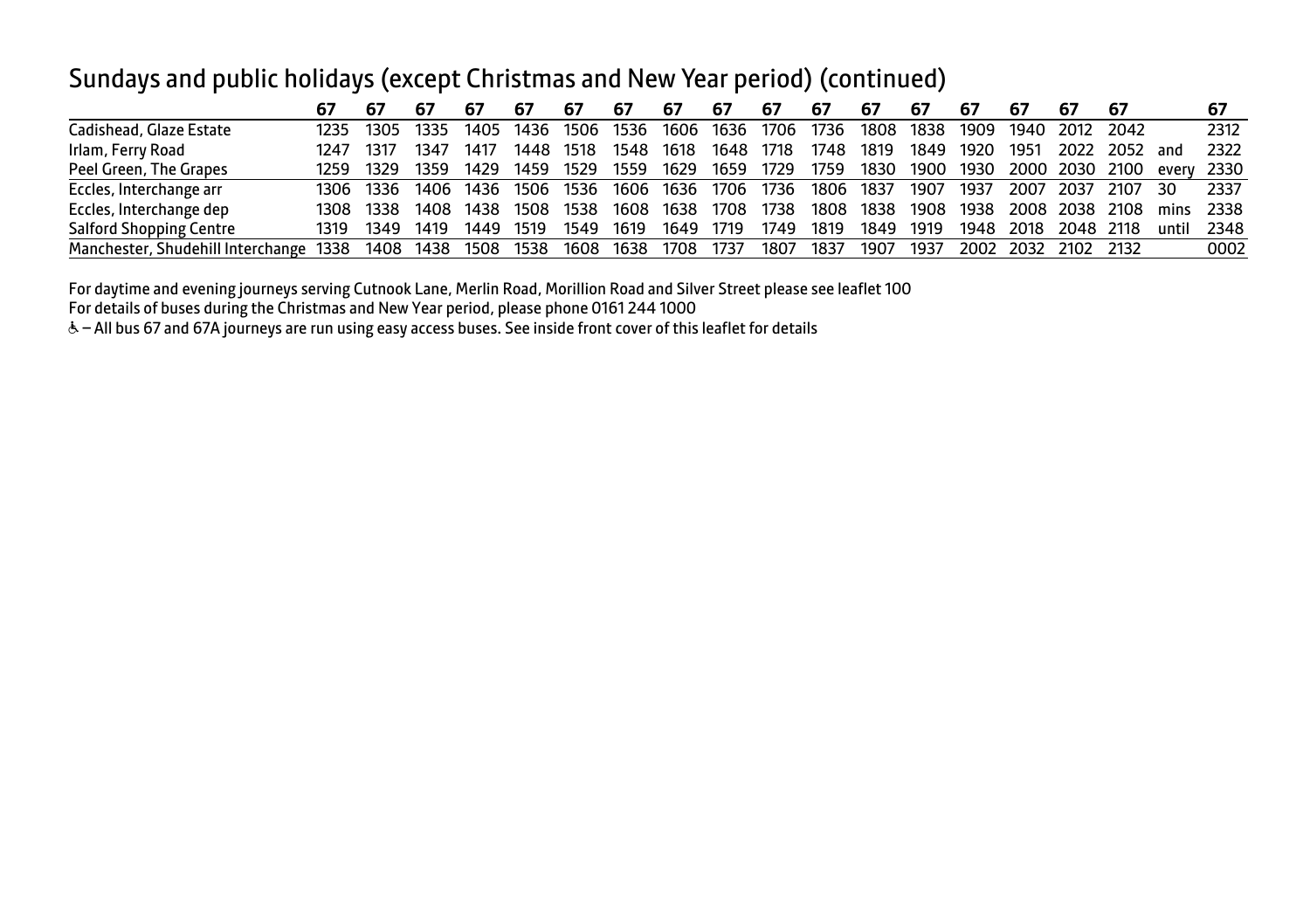## Sundays and public holidays (except Christmas and New Year period) (continued)

| | 67 | 67 | 67 | 67 | 67 | 67 | 67 | 67 | 67 | 67 | 67 | 67 | 67 | 67 | 67 | 67 | 67 | | 67 |
|---|---|---|---|---|---|---|---|---|---|---|---|---|---|---|---|---|---|---|---|
| Cadishead, Glaze Estate | 1235 | 1305 | 1335 | 1405 | 1436 | 1506 | 1536 | 1606 | 1636 | 1706 | 1736 | 1808 | 1838 | 1909 | 1940 | 2012 | 2042 | | 2312 |
| Irlam, Ferry Road | 1247 | 1317 | 1347 | 1417 | 1448 | 1518 | 1548 | 1618 | 1648 | 1718 | 1748 | 1819 | 1849 | 1920 | 1951 | 2022 | 2052 | and | 2322 |
| Peel Green, The Grapes | 1259 | 1329 | 1359 | 1429 | 1459 | 1529 | 1559 | 1629 | 1659 | 1729 | 1759 | 1830 | 1900 | 1930 | 2000 | 2030 | 2100 | every | 2330 |
| Eccles, Interchange arr | 1306 | 1336 | 1406 | 1436 | 1506 | 1536 | 1606 | 1636 | 1706 | 1736 | 1806 | 1837 | 1907 | 1937 | 2007 | 2037 | 2107 | 30 | 2337 |
| Eccles, Interchange dep | 1308 | 1338 | 1408 | 1438 | 1508 | 1538 | 1608 | 1638 | 1708 | 1738 | 1808 | 1838 | 1908 | 1938 | 2008 | 2038 | 2108 | mins | 2338 |
| Salford Shopping Centre | 1319 | 1349 | 1419 | 1449 | 1519 | 1549 | 1619 | 1649 | 1719 | 1749 | 1819 | 1849 | 1919 | 1948 | 2018 | 2048 | 2118 | until | 2348 |
| Manchester, Shudehill Interchange | 1338 | 1408 | 1438 | 1508 | 1538 | 1608 | 1638 | 1708 | 1737 | 1807 | 1837 | 1907 | 1937 | 2002 | 2032 | 2102 | 2132 | | 0002 |

For daytime and evening journeys serving Cutnook Lane, Merlin Road, Morillion Road and Silver Street please see leaflet 100

For details of buses during the Christmas and New Year period, please phone 0161 244 1000

♿ – All bus 67 and 67A journeys are run using easy access buses. See inside front cover of this leaflet for details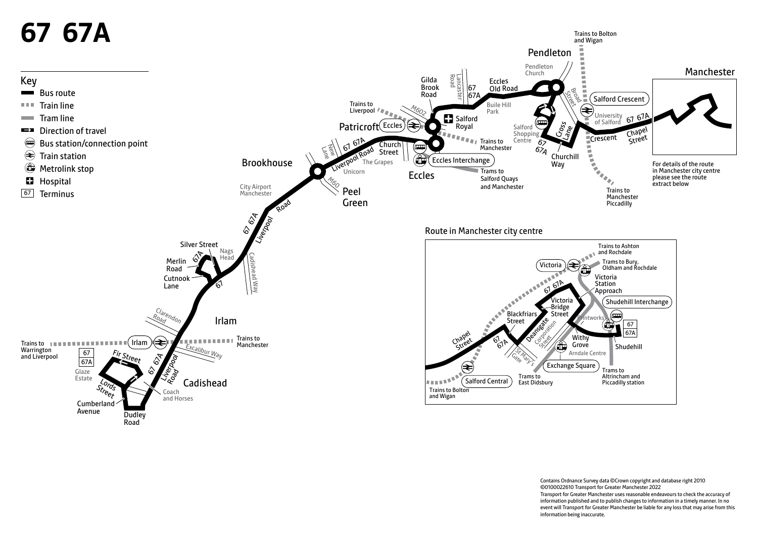# 67 67A

## Key

- Bus route
- Train line
- Tram line
- Direction of travel
- Bus station/connection point
- Train station
- Metrolink stop
- Hospital
- 67 Terminus

Pendleton

Pendleton Church

Trains to Bolton and Wigan

Manchester

Gilda Brook Road

Lancaster Road

67 67A

Eccles Old Road

Buile Hill Park

Broad Street

Salford Crescent

University of Salford

67 67A

Chapel Street

Crescent

Trains to Liverpool

M602

Salford Royal

Salford Shopping Centre

Cross Lane

67 67A

Churchill Way

Patricroft

Eccles

Trains to Manchester

New Lane

67 67A Liverpool Road

Church Street

The Grapes

Eccles Interchange

Brookhouse

Unicorn

Eccles

Trains to Salford Quays and Manchester

Trains to Manchester Piccadilly

For details of the route in Manchester city centre please see the route extract below

M60

City Airport Manchester

Peel Green

Road

67 67A Liverpool

Silver Street

Nags Head

Merlin Road

67A

Cadishead Way

Cutnook Lane

67

Clarendon Road

Irlam

Trains to Warrington and Liverpool

Irlam

Trains to Manchester

67

67A

Fir Street

Excalibur Way

Glaze Estate

67 67A Liverpool Road

Lords Street

Cadishead

Coach and Horses

Cumberland Avenue

Dudley Road

## Route in Manchester city centre

Trains to Ashton and Rochdale

Victoria

Trams to Bury, Oldham and Rochdale

Victoria Station Approach

67 67A

Victoria Bridge Street

Shudehill Interchange

Blackfriars Street

Printworks

67

67A

Chapel Street

67 67A

Deansgate

Corporation Street

Withy Grove

Shudehill

St Mary's Gate

Arndale Centre

Exchange Square

Salford Central

Trams to East Didsbury

Trams to Altrincham and Piccadilly station

Trains to Bolton and Wigan

Contains Ordnance Survey data ©Crown copyright and database right 2010 ©0100022610 Transport for Greater Manchester 2022

Transport for Greater Manchester uses reasonable endeavours to check the accuracy of information published and to publish changes to information in a timely manner. In no event will Transport for Greater Manchester be liable for any loss that may arise from this information being inaccurate.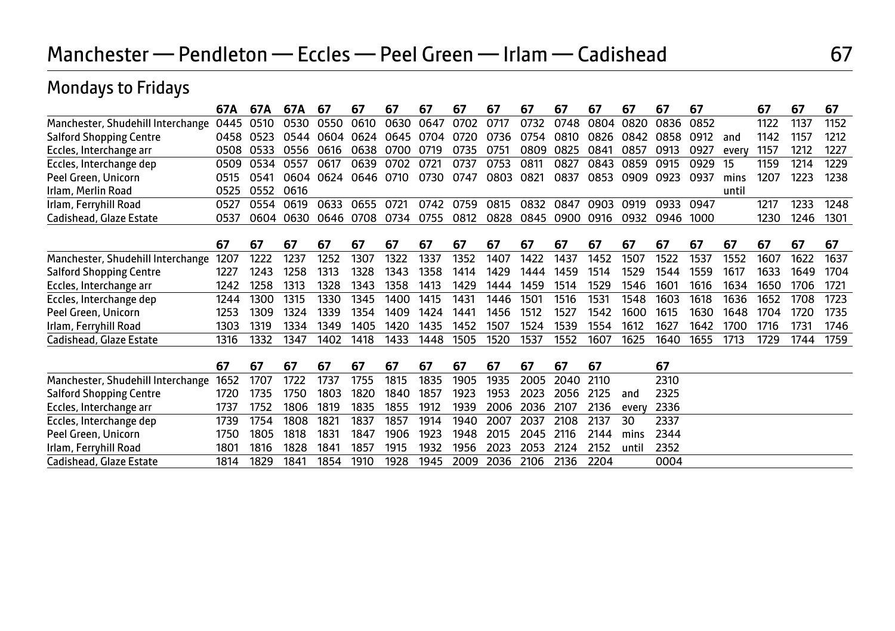# Manchester — Pendleton — Eccles — Peel Green — Irlam — Cadishead

67

## Mondays to Fridays

| | 67A | 67A | 67A | 67 | 67 | 67 | 67 | 67 | 67 | 67 | 67 | 67 | 67 | 67 | 67 | | 67 | 67 | 67 |
|---|---|---|---|---|---|---|---|---|---|---|---|---|---|---|---|---|---|---|---|
| Manchester, Shudehill Interchange | 0445 | 0510 | 0530 | 0550 | 0610 | 0630 | 0647 | 0702 | 0717 | 0732 | 0748 | 0804 | 0820 | 0836 | 0852 | | 1122 | 1137 | 1152 |
| Salford Shopping Centre | 0458 | 0523 | 0544 | 0604 | 0624 | 0645 | 0704 | 0720 | 0736 | 0754 | 0810 | 0826 | 0842 | 0858 | 0912 | and | 1142 | 1157 | 1212 |
| Eccles, Interchange arr | 0508 | 0533 | 0556 | 0616 | 0638 | 0700 | 0719 | 0735 | 0751 | 0809 | 0825 | 0841 | 0857 | 0913 | 0927 | every | 1157 | 1212 | 1227 |
| Eccles, Interchange dep | 0509 | 0534 | 0557 | 0617 | 0639 | 0702 | 0721 | 0737 | 0753 | 0811 | 0827 | 0843 | 0859 | 0915 | 0929 | 15 | 1159 | 1214 | 1229 |
| Peel Green, Unicorn | 0515 | 0541 | 0604 | 0624 | 0646 | 0710 | 0730 | 0747 | 0803 | 0821 | 0837 | 0853 | 0909 | 0923 | 0937 | mins | 1207 | 1223 | 1238 |
| Irlam, Merlin Road | 0525 | 0552 | 0616 | | | | | | | | | | | | | until | | | |
| Irlam, Ferryhill Road | 0527 | 0554 | 0619 | 0633 | 0655 | 0721 | 0742 | 0759 | 0815 | 0832 | 0847 | 0903 | 0919 | 0933 | 0947 | | 1217 | 1233 | 1248 |
| Cadishead, Glaze Estate | 0537 | 0604 | 0630 | 0646 | 0708 | 0734 | 0755 | 0812 | 0828 | 0845 | 0900 | 0916 | 0932 | 0946 | 1000 | | 1230 | 1246 | 1301 |

| | 67 | 67 | 67 | 67 | 67 | 67 | 67 | 67 | 67 | 67 | 67 | 67 | 67 | 67 | 67 | 67 | 67 | 67 | 67 |
|---|---|---|---|---|---|---|---|---|---|---|---|---|---|---|---|---|---|---|---|
| Manchester, Shudehill Interchange | 1207 | 1222 | 1237 | 1252 | 1307 | 1322 | 1337 | 1352 | 1407 | 1422 | 1437 | 1452 | 1507 | 1522 | 1537 | 1552 | 1607 | 1622 | 1637 |
| Salford Shopping Centre | 1227 | 1243 | 1258 | 1313 | 1328 | 1343 | 1358 | 1414 | 1429 | 1444 | 1459 | 1514 | 1529 | 1544 | 1559 | 1617 | 1633 | 1649 | 1704 |
| Eccles, Interchange arr | 1242 | 1258 | 1313 | 1328 | 1343 | 1358 | 1413 | 1429 | 1444 | 1459 | 1514 | 1529 | 1546 | 1601 | 1616 | 1634 | 1650 | 1706 | 1721 |
| Eccles, Interchange dep | 1244 | 1300 | 1315 | 1330 | 1345 | 1400 | 1415 | 1431 | 1446 | 1501 | 1516 | 1531 | 1548 | 1603 | 1618 | 1636 | 1652 | 1708 | 1723 |
| Peel Green, Unicorn | 1253 | 1309 | 1324 | 1339 | 1354 | 1409 | 1424 | 1441 | 1456 | 1512 | 1527 | 1542 | 1600 | 1615 | 1630 | 1648 | 1704 | 1720 | 1735 |
| Irlam, Ferryhill Road | 1303 | 1319 | 1334 | 1349 | 1405 | 1420 | 1435 | 1452 | 1507 | 1524 | 1539 | 1554 | 1612 | 1627 | 1642 | 1700 | 1716 | 1731 | 1746 |
| Cadishead, Glaze Estate | 1316 | 1332 | 1347 | 1402 | 1418 | 1433 | 1448 | 1505 | 1520 | 1537 | 1552 | 1607 | 1625 | 1640 | 1655 | 1713 | 1729 | 1744 | 1759 |

| | 67 | 67 | 67 | 67 | 67 | 67 | 67 | 67 | 67 | 67 | 67 | 67 | | 67 |
|---|---|---|---|---|---|---|---|---|---|---|---|---|---|---|
| Manchester, Shudehill Interchange | 1652 | 1707 | 1722 | 1737 | 1755 | 1815 | 1835 | 1905 | 1935 | 2005 | 2040 | 2110 | | 2310 |
| Salford Shopping Centre | 1720 | 1735 | 1750 | 1803 | 1820 | 1840 | 1857 | 1923 | 1953 | 2023 | 2056 | 2125 | and | 2325 |
| Eccles, Interchange arr | 1737 | 1752 | 1806 | 1819 | 1835 | 1855 | 1912 | 1939 | 2006 | 2036 | 2107 | 2136 | every | 2336 |
| Eccles, Interchange dep | 1739 | 1754 | 1808 | 1821 | 1837 | 1857 | 1914 | 1940 | 2007 | 2037 | 2108 | 2137 | 30 | 2337 |
| Peel Green, Unicorn | 1750 | 1805 | 1818 | 1831 | 1847 | 1906 | 1923 | 1948 | 2015 | 2045 | 2116 | 2144 | mins | 2344 |
| Irlam, Ferryhill Road | 1801 | 1816 | 1828 | 1841 | 1857 | 1915 | 1932 | 1956 | 2023 | 2053 | 2124 | 2152 | until | 2352 |
| Cadishead, Glaze Estate | 1814 | 1829 | 1841 | 1854 | 1910 | 1928 | 1945 | 2009 | 2036 | 2106 | 2136 | 2204 | | 0004 |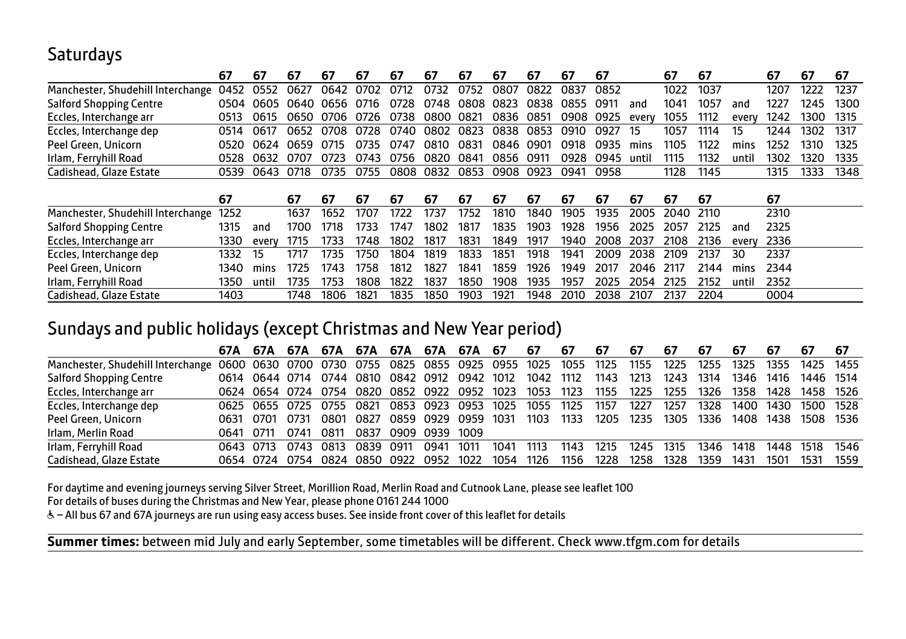## Saturdays

| | 67 | 67 | 67 | 67 | 67 | 67 | 67 | 67 | 67 | 67 | 67 | 67 | | 67 | 67 | | 67 | 67 | 67 |
|---|---|---|---|---|---|---|---|---|---|---|---|---|---|---|---|---|---|---|---|
| Manchester, Shudehill Interchange | 0452 | 0552 | 0627 | 0642 | 0702 | 0712 | 0732 | 0752 | 0807 | 0822 | 0837 | 0852 | | 1022 | 1037 | | 1207 | 1222 | 1237 |
| Salford Shopping Centre | 0504 | 0605 | 0640 | 0656 | 0716 | 0728 | 0748 | 0808 | 0823 | 0838 | 0855 | 0911 | and | 1041 | 1057 | and | 1227 | 1245 | 1300 |
| Eccles, Interchange arr | 0513 | 0615 | 0650 | 0706 | 0726 | 0738 | 0800 | 0821 | 0836 | 0851 | 0908 | 0925 | every | 1055 | 1112 | every | 1242 | 1300 | 1315 |
| Eccles, Interchange dep | 0514 | 0617 | 0652 | 0708 | 0728 | 0740 | 0802 | 0823 | 0838 | 0853 | 0910 | 0927 | 15 | 1057 | 1114 | 15 | 1244 | 1302 | 1317 |
| Peel Green, Unicorn | 0520 | 0624 | 0659 | 0715 | 0735 | 0747 | 0810 | 0831 | 0846 | 0901 | 0918 | 0935 | mins | 1105 | 1122 | mins | 1252 | 1310 | 1325 |
| Irlam, Ferryhill Road | 0528 | 0632 | 0707 | 0723 | 0743 | 0756 | 0820 | 0841 | 0856 | 0911 | 0928 | 0945 | until | 1115 | 1132 | until | 1302 | 1320 | 1335 |
| Cadishead, Glaze Estate | 0539 | 0643 | 0718 | 0735 | 0755 | 0808 | 0832 | 0853 | 0908 | 0923 | 0941 | 0958 | | 1128 | 1145 | | 1315 | 1333 | 1348 |

| | 67 | | 67 | 67 | 67 | 67 | 67 | 67 | 67 | 67 | 67 | 67 | 67 | 67 | 67 | | 67 |
|---|---|---|---|---|---|---|---|---|---|---|---|---|---|---|---|---|---|
| Manchester, Shudehill Interchange | 1252 | | 1637 | 1652 | 1707 | 1722 | 1737 | 1752 | 1810 | 1840 | 1905 | 1935 | 2005 | 2040 | 2110 | | 2310 |
| Salford Shopping Centre | 1315 | and | 1700 | 1718 | 1733 | 1747 | 1802 | 1817 | 1835 | 1903 | 1928 | 1956 | 2025 | 2057 | 2125 | and | 2325 |
| Eccles, Interchange arr | 1330 | every | 1715 | 1733 | 1748 | 1802 | 1817 | 1831 | 1849 | 1917 | 1940 | 2008 | 2037 | 2108 | 2136 | every | 2336 |
| Eccles, Interchange dep | 1332 | 15 | 1717 | 1735 | 1750 | 1804 | 1819 | 1833 | 1851 | 1918 | 1941 | 2009 | 2038 | 2109 | 2137 | 30 | 2337 |
| Peel Green, Unicorn | 1340 | mins | 1725 | 1743 | 1758 | 1812 | 1827 | 1841 | 1859 | 1926 | 1949 | 2017 | 2046 | 2117 | 2144 | mins | 2344 |
| Irlam, Ferryhill Road | 1350 | until | 1735 | 1753 | 1808 | 1822 | 1837 | 1850 | 1908 | 1935 | 1957 | 2025 | 2054 | 2125 | 2152 | until | 2352 |
| Cadishead, Glaze Estate | 1403 | | 1748 | 1806 | 1821 | 1835 | 1850 | 1903 | 1921 | 1948 | 2010 | 2038 | 2107 | 2137 | 2204 | | 0004 |

## Sundays and public holidays (except Christmas and New Year period)

| | 67A | 67A | 67A | 67A | 67A | 67A | 67A | 67A | 67 | 67 | 67 | 67 | 67 | 67 | 67 | 67 | 67 | 67 | 67 |
|---|---|---|---|---|---|---|---|---|---|---|---|---|---|---|---|---|---|---|---|
| Manchester, Shudehill Interchange | 0600 | 0630 | 0700 | 0730 | 0755 | 0825 | 0855 | 0925 | 0955 | 1025 | 1055 | 1125 | 1155 | 1225 | 1255 | 1325 | 1355 | 1425 | 1455 |
| Salford Shopping Centre | 0614 | 0644 | 0714 | 0744 | 0810 | 0842 | 0912 | 0942 | 1012 | 1042 | 1112 | 1143 | 1213 | 1243 | 1314 | 1346 | 1416 | 1446 | 1514 |
| Eccles, Interchange arr | 0624 | 0654 | 0724 | 0754 | 0820 | 0852 | 0922 | 0952 | 1023 | 1053 | 1123 | 1155 | 1225 | 1255 | 1326 | 1358 | 1428 | 1458 | 1526 |
| Eccles, Interchange dep | 0625 | 0655 | 0725 | 0755 | 0821 | 0853 | 0923 | 0953 | 1025 | 1055 | 1125 | 1157 | 1227 | 1257 | 1328 | 1400 | 1430 | 1500 | 1528 |
| Peel Green, Unicorn | 0631 | 0701 | 0731 | 0801 | 0827 | 0859 | 0929 | 0959 | 1031 | 1103 | 1133 | 1205 | 1235 | 1305 | 1336 | 1408 | 1438 | 1508 | 1536 |
| Irlam, Merlin Road | 0641 | 0711 | 0741 | 0811 | 0837 | 0909 | 0939 | 1009 | | | | | | | | | | | |
| Irlam, Ferryhill Road | 0643 | 0713 | 0743 | 0813 | 0839 | 0911 | 0941 | 1011 | 1041 | 1113 | 1143 | 1215 | 1245 | 1315 | 1346 | 1418 | 1448 | 1518 | 1546 |
| Cadishead, Glaze Estate | 0654 | 0724 | 0754 | 0824 | 0850 | 0922 | 0952 | 1022 | 1054 | 1126 | 1156 | 1228 | 1258 | 1328 | 1359 | 1431 | 1501 | 1531 | 1559 |

For daytime and evening journeys serving Silver Street, Morillion Road, Merlin Road and Cutnook Lane, please see leaflet 100

For details of buses during the Christmas and New Year, please phone 0161 244 1000

♿ – All bus 67 and 67A journeys are run using easy access buses. See inside front cover of this leaflet for details

**Summer times:** between mid July and early September, some timetables will be different. Check www.tfgm.com for details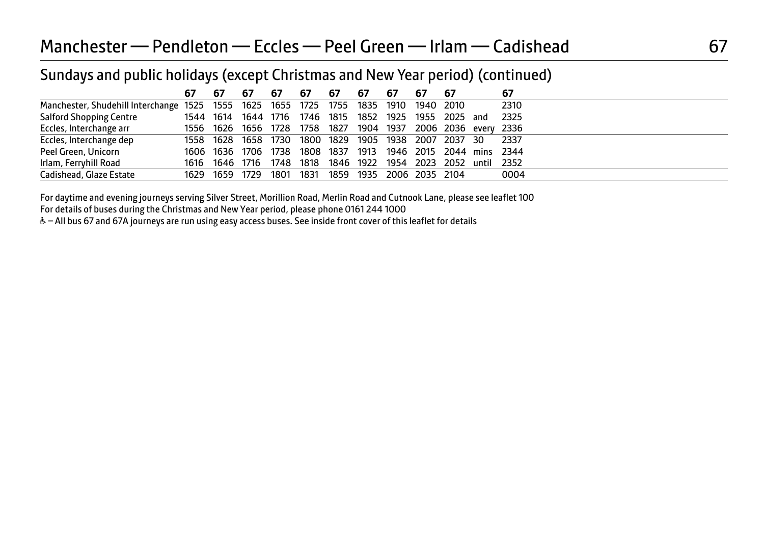# Manchester — Pendleton — Eccles — Peel Green — Irlam — Cadishead

## Sundays and public holidays (except Christmas and New Year period) (continued)

| | 67 | 67 | 67 | 67 | 67 | 67 | 67 | 67 | 67 | 67 | | 67 |
|---|---|---|---|---|---|---|---|---|---|---|---|---|
| Manchester, Shudehill Interchange | 1525 | 1555 | 1625 | 1655 | 1725 | 1755 | 1835 | 1910 | 1940 | 2010 | | 2310 |
| Salford Shopping Centre | 1544 | 1614 | 1644 | 1716 | 1746 | 1815 | 1852 | 1925 | 1955 | 2025 | and | 2325 |
| Eccles, Interchange arr | 1556 | 1626 | 1656 | 1728 | 1758 | 1827 | 1904 | 1937 | 2006 | 2036 | every | 2336 |
| Eccles, Interchange dep | 1558 | 1628 | 1658 | 1730 | 1800 | 1829 | 1905 | 1938 | 2007 | 2037 | 30 | 2337 |
| Peel Green, Unicorn | 1606 | 1636 | 1706 | 1738 | 1808 | 1837 | 1913 | 1946 | 2015 | 2044 | mins | 2344 |
| Irlam, Ferryhill Road | 1616 | 1646 | 1716 | 1748 | 1818 | 1846 | 1922 | 1954 | 2023 | 2052 | until | 2352 |
| Cadishead, Glaze Estate | 1629 | 1659 | 1729 | 1801 | 1831 | 1859 | 1935 | 2006 | 2035 | 2104 | | 0004 |

For daytime and evening journeys serving Silver Street, Morillion Road, Merlin Road and Cutnook Lane, please see leaflet 100

For details of buses during the Christmas and New Year period, please phone 0161 244 1000

♿ – All bus 67 and 67A journeys are run using easy access buses. See inside front cover of this leaflet for details